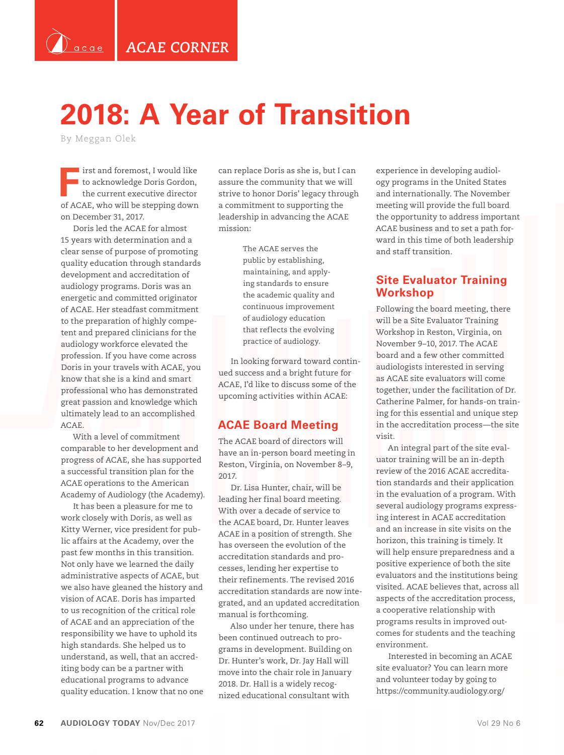ACAE CORNER

# 2018: A Year of Transition

By Meggan Olek

First and foremost, I would like to acknowledge Doris Gordon, the current executive director of ACAE, who will be stepping down on December 31, 2017.

Doris led the ACAE for almost 15 years with determination and a clear sense of purpose of promoting quality education through standards development and accreditation of audiology programs. Doris was an energetic and committed originator of ACAE. Her steadfast commitment to the preparation of highly competent and prepared clinicians for the audiology workforce elevated the profession. If you have come across Doris in your travels with ACAE, you know that she is a kind and smart professional who has demonstrated great passion and knowledge which ultimately lead to an accomplished ACAE.

With a level of commitment comparable to her development and progress of ACAE, she has supported a successful transition plan for the ACAE operations to the American Academy of Audiology (the Academy).

It has been a pleasure for me to work closely with Doris, as well as Kitty Werner, vice president for public affairs at the Academy, over the past few months in this transition. Not only have we learned the daily administrative aspects of ACAE, but we also have gleaned the history and vision of ACAE. Doris has imparted to us recognition of the critical role of ACAE and an appreciation of the responsibility we have to uphold its high standards. She helped us to understand, as well, that an accrediting body can be a partner with educational programs to advance quality education. I know that no one can replace Doris as she is, but I can assure the community that we will strive to honor Doris' legacy through a commitment to supporting the leadership in advancing the ACAE mission:

> The ACAE serves the public by establishing, maintaining, and applying standards to ensure the academic quality and continuous improvement of audiology education that reflects the evolving practice of audiology.

In looking forward toward continued success and a bright future for ACAE, I'd like to discuss some of the upcoming activities within ACAE:

## ACAE Board Meeting

The ACAE board of directors will have an in-person board meeting in Reston, Virginia, on November 8–9, 2017.

Dr. Lisa Hunter, chair, will be leading her final board meeting. With over a decade of service to the ACAE board, Dr. Hunter leaves ACAE in a position of strength. She has overseen the evolution of the accreditation standards and processes, lending her expertise to their refinements. The revised 2016 accreditation standards are now integrated, and an updated accreditation manual is forthcoming.

Also under her tenure, there has been continued outreach to programs in development. Building on Dr. Hunter's work, Dr. Jay Hall will move into the chair role in January 2018. Dr. Hall is a widely recognized educational consultant with experience in developing audiology programs in the United States and internationally. The November meeting will provide the full board the opportunity to address important ACAE business and to set a path forward in this time of both leadership and staff transition.

## Site Evaluator Training Workshop

Following the board meeting, there will be a Site Evaluator Training Workshop in Reston, Virginia, on November 9–10, 2017. The ACAE board and a few other committed audiologists interested in serving as ACAE site evaluators will come together, under the facilitation of Dr. Catherine Palmer, for hands-on training for this essential and unique step in the accreditation process—the site visit.

An integral part of the site evaluator training will be an in-depth review of the 2016 ACAE accreditation standards and their application in the evaluation of a program. With several audiology programs expressing interest in ACAE accreditation and an increase in site visits on the horizon, this training is timely. It will help ensure preparedness and a positive experience of both the site evaluators and the institutions being visited. ACAE believes that, across all aspects of the accreditation process, a cooperative relationship with programs results in improved outcomes for students and the teaching environment.

Interested in becoming an ACAE site evaluator? You can learn more and volunteer today by going to https://community.audiology.org/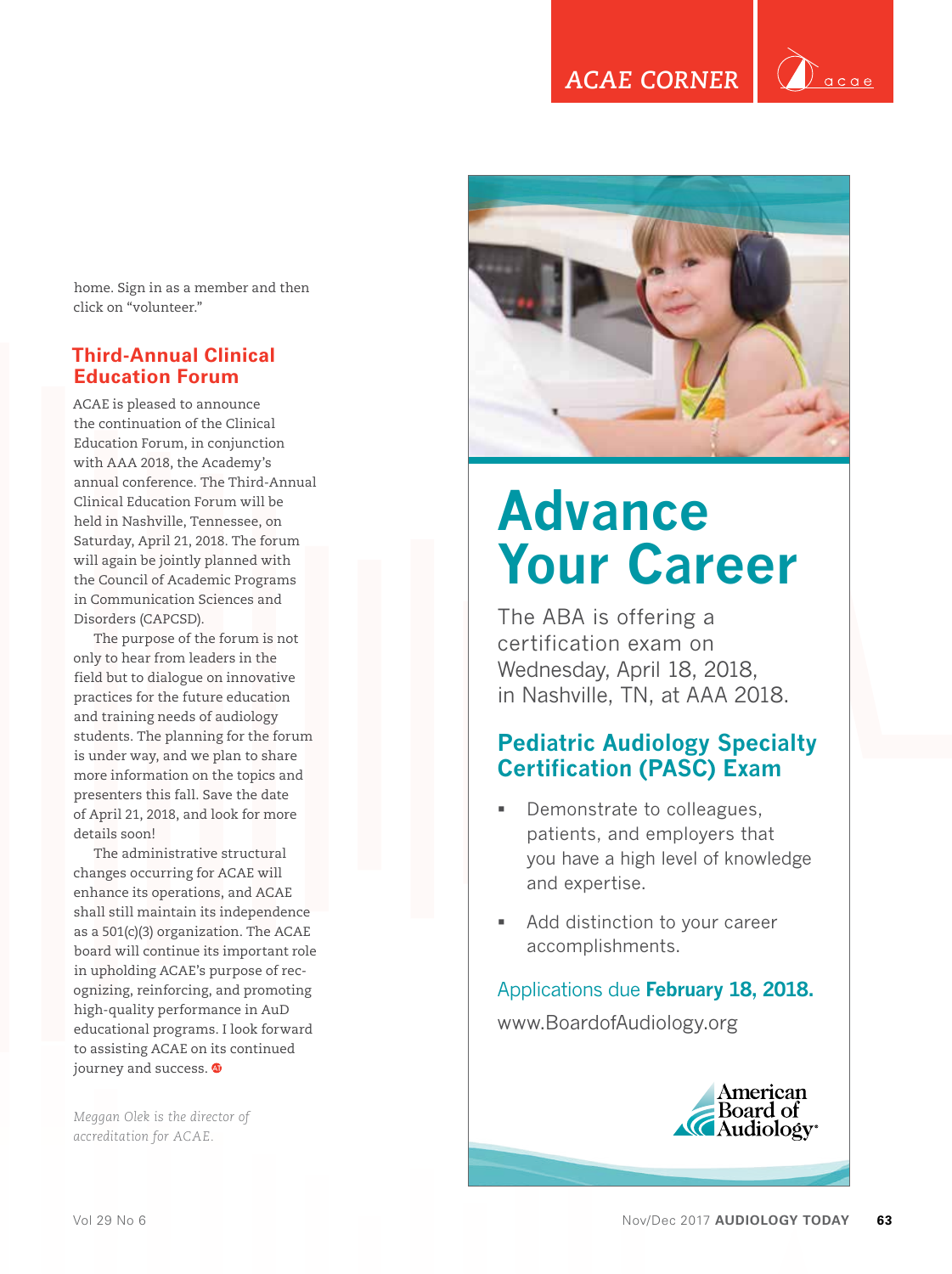home. Sign in as a member and then click on "volunteer."

## Third-Annual Clinical Education Forum

ACAE is pleased to announce the continuation of the Clinical Education Forum, in conjunction with AAA 2018, the Academy's annual conference. The Third-Annual Clinical Education Forum will be held in Nashville, Tennessee, on Saturday, April 21, 2018. The forum will again be jointly planned with the Council of Academic Programs in Communication Sciences and Disorders (CAPCSD).

The purpose of the forum is not only to hear from leaders in the field but to dialogue on innovative practices for the future education and training needs of audiology students. The planning for the forum is under way, and we plan to share more information on the topics and presenters this fall. Save the date of April 21, 2018, and look for more details soon!

The administrative structural changes occurring for ACAE will enhance its operations, and ACAE shall still maintain its independence as a 501(c)(3) organization. The ACAE board will continue its important role in upholding ACAE's purpose of recognizing, reinforcing, and promoting high-quality performance in AuD educational programs. I look forward to assisting ACAE on its continued journey and success.

*Meggan Olek is the director of accreditation for ACAE.*

# Advance Your Career

The ABA is offering a certification exam on Wednesday, April 18, 2018, in Nashville, TN, at AAA 2018.

## Pediatric Audiology Specialty Certification (PASC) Exam

- Demonstrate to colleagues, patients, and employers that you have a high level of knowledge and expertise.
- Add distinction to your career accomplishments.

Applications due **February 18, 2018.**

www.BoardofAudiology.org

American Board of Audiology®